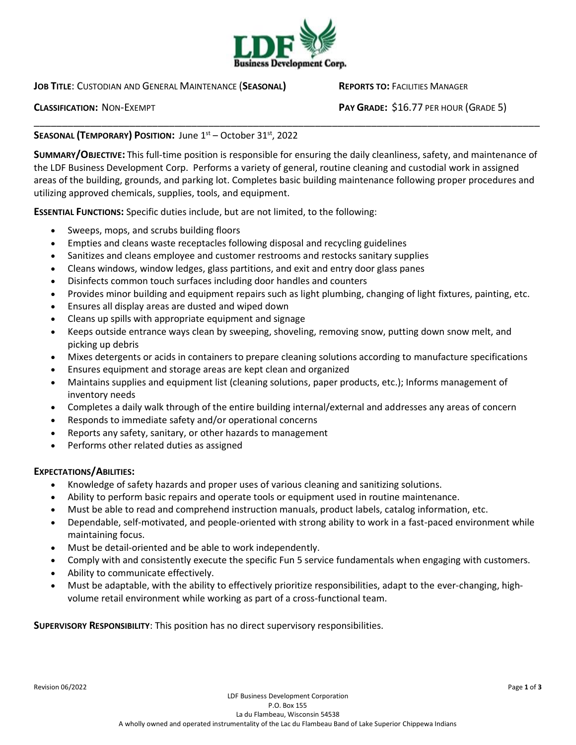LDF Business Development Corp.

**JOB TITLE**: CUSTODIAN AND GENERAL MAINTENANCE (**SEASONAL)**

**REPORTS TO:** FACILITIES MANAGER

**CLASSIFICATION:** NON-EXEMPT

**PAY GRADE:** $16.77 PER HOUR (GRADE 5)

---

**SEASONAL (TEMPORARY) POSITION:** June 1st – October 31st, 2022

**SUMMARY/OBJECTIVE:** This full-time position is responsible for ensuring the daily cleanliness, safety, and maintenance of the LDF Business Development Corp. Performs a variety of general, routine cleaning and custodial work in assigned areas of the building, grounds, and parking lot. Completes basic building maintenance following proper procedures and utilizing approved chemicals, supplies, tools, and equipment.

**ESSENTIAL FUNCTIONS:** Specific duties include, but are not limited, to the following:

- Sweeps, mops, and scrubs building floors
- Empties and cleans waste receptacles following disposal and recycling guidelines
- Sanitizes and cleans employee and customer restrooms and restocks sanitary supplies
- Cleans windows, window ledges, glass partitions, and exit and entry door glass panes
- Disinfects common touch surfaces including door handles and counters
- Provides minor building and equipment repairs such as light plumbing, changing of light fixtures, painting, etc.
- Ensures all display areas are dusted and wiped down
- Cleans up spills with appropriate equipment and signage
- Keeps outside entrance ways clean by sweeping, shoveling, removing snow, putting down snow melt, and picking up debris
- Mixes detergents or acids in containers to prepare cleaning solutions according to manufacture specifications
- Ensures equipment and storage areas are kept clean and organized
- Maintains supplies and equipment list (cleaning solutions, paper products, etc.); Informs management of inventory needs
- Completes a daily walk through of the entire building internal/external and addresses any areas of concern
- Responds to immediate safety and/or operational concerns
- Reports any safety, sanitary, or other hazards to management
- Performs other related duties as assigned

**EXPECTATIONS/ABILITIES:**

- Knowledge of safety hazards and proper uses of various cleaning and sanitizing solutions.
- Ability to perform basic repairs and operate tools or equipment used in routine maintenance.
- Must be able to read and comprehend instruction manuals, product labels, catalog information, etc.
- Dependable, self-motivated, and people-oriented with strong ability to work in a fast-paced environment while maintaining focus.
- Must be detail-oriented and be able to work independently.
- Comply with and consistently execute the specific Fun 5 service fundamentals when engaging with customers.
- Ability to communicate effectively.
- Must be adaptable, with the ability to effectively prioritize responsibilities, adapt to the ever-changing, high-volume retail environment while working as part of a cross-functional team.

**SUPERVISORY RESPONSIBILITY**: This position has no direct supervisory responsibilities.

Revision 06/2022

LDF Business Development Corporation
P.O. Box 155
La du Flambeau, Wisconsin 54538
A wholly owned and operated instrumentality of the Lac du Flambeau Band of Lake Superior Chippewa Indians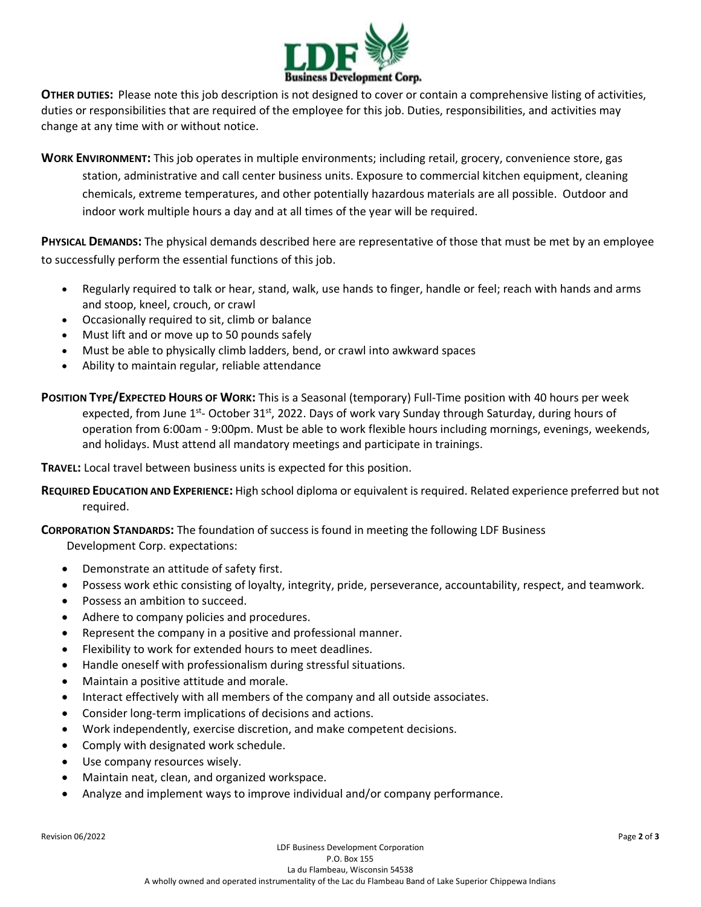**OTHER DUTIES:** Please note this job description is not designed to cover or contain a comprehensive listing of activities, duties or responsibilities that are required of the employee for this job. Duties, responsibilities, and activities may change at any time with or without notice.

**WORK ENVIRONMENT:** This job operates in multiple environments; including retail, grocery, convenience store, gas station, administrative and call center business units. Exposure to commercial kitchen equipment, cleaning chemicals, extreme temperatures, and other potentially hazardous materials are all possible. Outdoor and indoor work multiple hours a day and at all times of the year will be required.

**PHYSICAL DEMANDS:** The physical demands described here are representative of those that must be met by an employee to successfully perform the essential functions of this job.

- Regularly required to talk or hear, stand, walk, use hands to finger, handle or feel; reach with hands and arms and stoop, kneel, crouch, or crawl
- Occasionally required to sit, climb or balance
- Must lift and or move up to 50 pounds safely
- Must be able to physically climb ladders, bend, or crawl into awkward spaces
- Ability to maintain regular, reliable attendance

**POSITION TYPE/EXPECTED HOURS OF WORK:** This is a Seasonal (temporary) Full-Time position with 40 hours per week expected, from June 1st- October 31st, 2022. Days of work vary Sunday through Saturday, during hours of operation from 6:00am - 9:00pm. Must be able to work flexible hours including mornings, evenings, weekends, and holidays. Must attend all mandatory meetings and participate in trainings.

**TRAVEL:** Local travel between business units is expected for this position.

**REQUIRED EDUCATION AND EXPERIENCE:** High school diploma or equivalent is required. Related experience preferred but not required.

**CORPORATION STANDARDS:** The foundation of success is found in meeting the following LDF Business Development Corp. expectations:

- Demonstrate an attitude of safety first.
- Possess work ethic consisting of loyalty, integrity, pride, perseverance, accountability, respect, and teamwork.
- Possess an ambition to succeed.
- Adhere to company policies and procedures.
- Represent the company in a positive and professional manner.
- Flexibility to work for extended hours to meet deadlines.
- Handle oneself with professionalism during stressful situations.
- Maintain a positive attitude and morale.
- Interact effectively with all members of the company and all outside associates.
- Consider long-term implications of decisions and actions.
- Work independently, exercise discretion, and make competent decisions.
- Comply with designated work schedule.
- Use company resources wisely.
- Maintain neat, clean, and organized workspace.
- Analyze and implement ways to improve individual and/or company performance.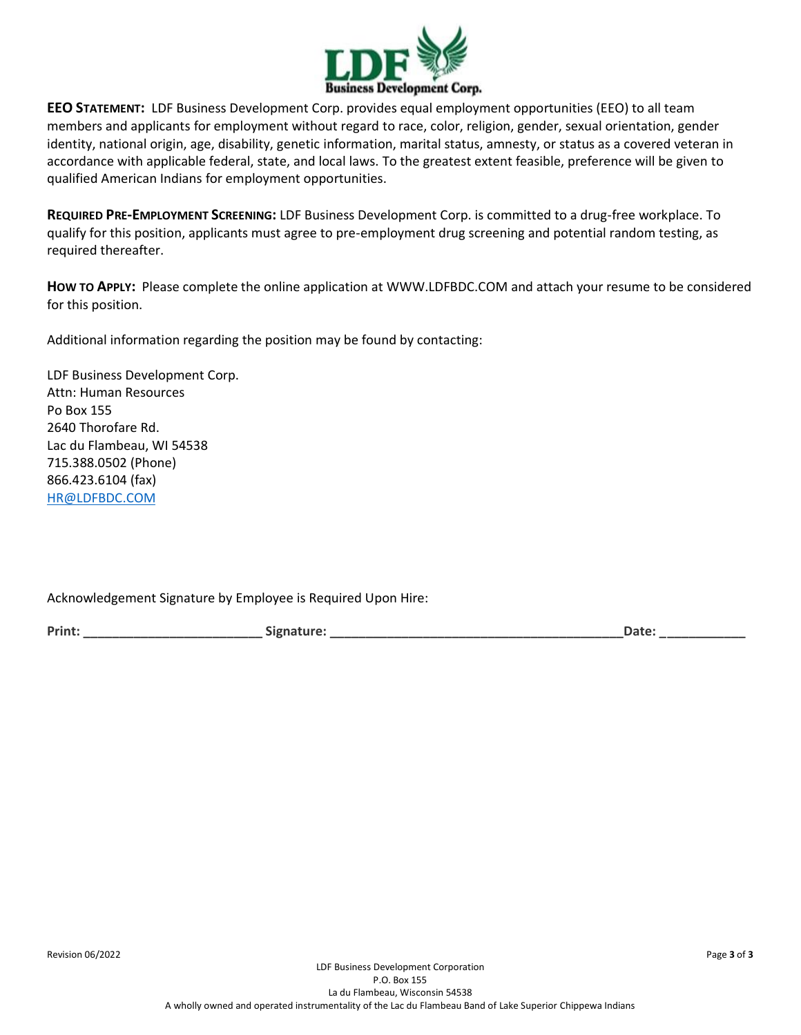**EEO STATEMENT:** LDF Business Development Corp. provides equal employment opportunities (EEO) to all team members and applicants for employment without regard to race, color, religion, gender, sexual orientation, gender identity, national origin, age, disability, genetic information, marital status, amnesty, or status as a covered veteran in accordance with applicable federal, state, and local laws. To the greatest extent feasible, preference will be given to qualified American Indians for employment opportunities.

**REQUIRED PRE-EMPLOYMENT SCREENING:** LDF Business Development Corp. is committed to a drug-free workplace. To qualify for this position, applicants must agree to pre-employment drug screening and potential random testing, as required thereafter.

**HOW TO APPLY:** Please complete the online application at WWW.LDFBDC.COM and attach your resume to be considered for this position.

Additional information regarding the position may be found by contacting:

LDF Business Development Corp.
Attn: Human Resources
Po Box 155
2640 Thorofare Rd.
Lac du Flambeau, WI 54538
715.388.0502 (Phone)
866.423.6104 (fax)
HR@LDFBDC.COM

Acknowledgement Signature by Employee is Required Upon Hire:

**Print:** ________________________ **Signature:** ________________________________________ **Date:** ___________

Revision 06/2022

LDF Business Development Corporation
P.O. Box 155
La du Flambeau, Wisconsin 54538
A wholly owned and operated instrumentality of the Lac du Flambeau Band of Lake Superior Chippewa Indians